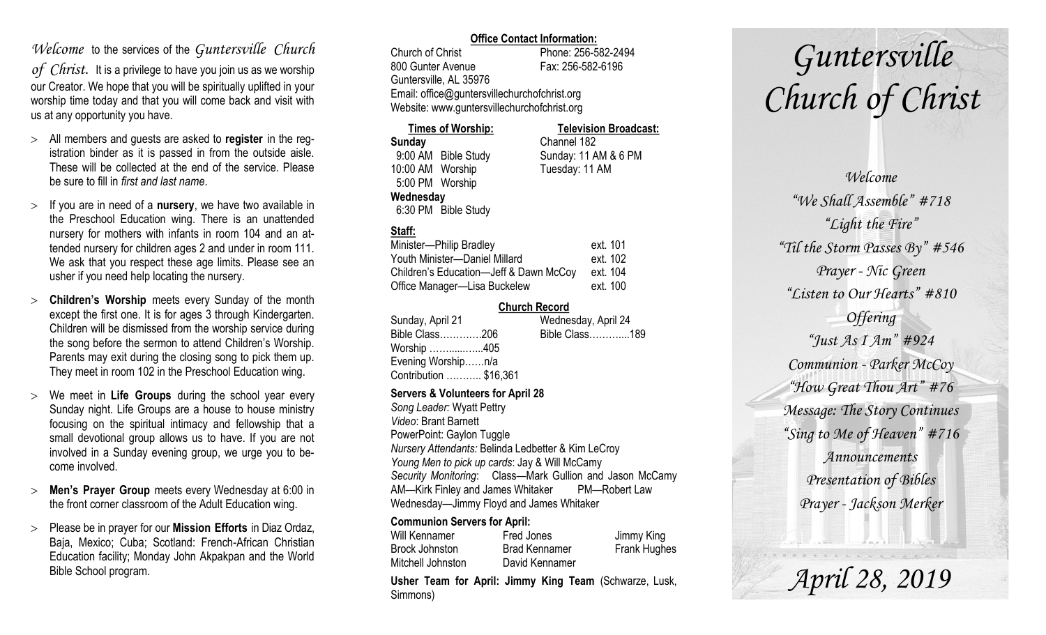*Welcome* to the services of the *Guntersville Church of Christ*. It is a privilege to have you join us as we worship our Creator. We hope that you will be spiritually uplifted in your worship time today and that you will come back and visit with us at any opportunity you have.

- All members and guests are asked to **register** in the registration binder as it is passed in from the outside aisle. These will be collected at the end of the service. Please be sure to fill in *first and last name*.
- If you are in need of a **nursery**, we have two available in the Preschool Education wing. There is an unattended nursery for mothers with infants in room 104 and an attended nursery for children ages 2 and under in room 111. We ask that you respect these age limits. Please see an usher if you need help locating the nursery.
- **Children's Worship** meets every Sunday of the month except the first one. It is for ages 3 through Kindergarten. Children will be dismissed from the worship service during the song before the sermon to attend Children's Worship. Parents may exit during the closing song to pick them up. They meet in room 102 in the Preschool Education wing.
- We meet in **Life Groups** during the school year every Sunday night. Life Groups are a house to house ministry focusing on the spiritual intimacy and fellowship that a small devotional group allows us to have. If you are not involved in a Sunday evening group, we urge you to become involved.
- **Men's Prayer Group** meets every Wednesday at 6:00 in the front corner classroom of the Adult Education wing.
- Please be in prayer for our **Mission Efforts** in Diaz Ordaz, Baja, Mexico; Cuba; Scotland: French-African Christian Education facility; Monday John Akpakpan and the World Bible School program.

**Office Contact Information:**

Church of Christ — Phone: 256-582-2494
800 Gunter Avenue — Fax: 256-582-6196
Guntersville, AL 35976
Email: office@guntersvillechurchofchrist.org
Website: www.guntersvillechurchofchrist.org

**Times of Worship:**

**Sunday**
9:00 AM Bible Study
10:00 AM Worship
5:00 PM Worship
**Wednesday**
6:30 PM Bible Study

**Television Broadcast:**

Channel 182
Sunday: 11 AM & 6 PM
Tuesday: 11 AM

**Staff:**

| | |
|---|---|
| Minister—Philip Bradley | ext. 101 |
| Youth Minister—Daniel Millard | ext. 102 |
| Children's Education—Jeff & Dawn McCoy | ext. 104 |
| Office Manager—Lisa Buckelew | ext. 100 |

**Church Record**

| Sunday, April 21 | Wednesday, April 24 |
|---|---|
| Bible Class………….206 | Bible Class………....189 |
| Worship ……......…..405 | |
| Evening Worship……n/a | |
| Contribution ……….. $16,361 | |

**Servers & Volunteers for April 28**

*Song Leader:* Wyatt Pettry
*Video*: Brant Barnett
PowerPoint: Gaylon Tuggle
*Nursery Attendants:* Belinda Ledbetter & Kim LeCroy
*Young Men to pick up cards*: Jay & Will McCamy
*Security Monitoring*: Class—Mark Gullion and Jason McCamy
AM—Kirk Finley and James Whitaker PM—Robert Law
Wednesday—Jimmy Floyd and James Whitaker

**Communion Servers for April:**

| | | |
|---|---|---|
| Will Kennamer | Fred Jones | Jimmy King |
| Brock Johnston | Brad Kennamer | Frank Hughes |
| Mitchell Johnston | David Kennamer | |

**Usher Team for April: Jimmy King Team** (Schwarze, Lusk, Simmons)

# *Guntersville Church of Christ*

*Welcome*
*"We Shall Assemble" #718*
*"Light the Fire"*
*"Til the Storm Passes By" #546*
*Prayer - Nic Green*
*"Listen to Our Hearts" #810*
*Offering*
*"Just As I Am" #924*
*Communion - Parker McCoy*
*"How Great Thou Art" #76*
*Message: The Story Continues*
*"Sing to Me of Heaven" #716*
*Announcements*
*Presentation of Bibles*
*Prayer - Jackson Merker*

*April 28, 2019*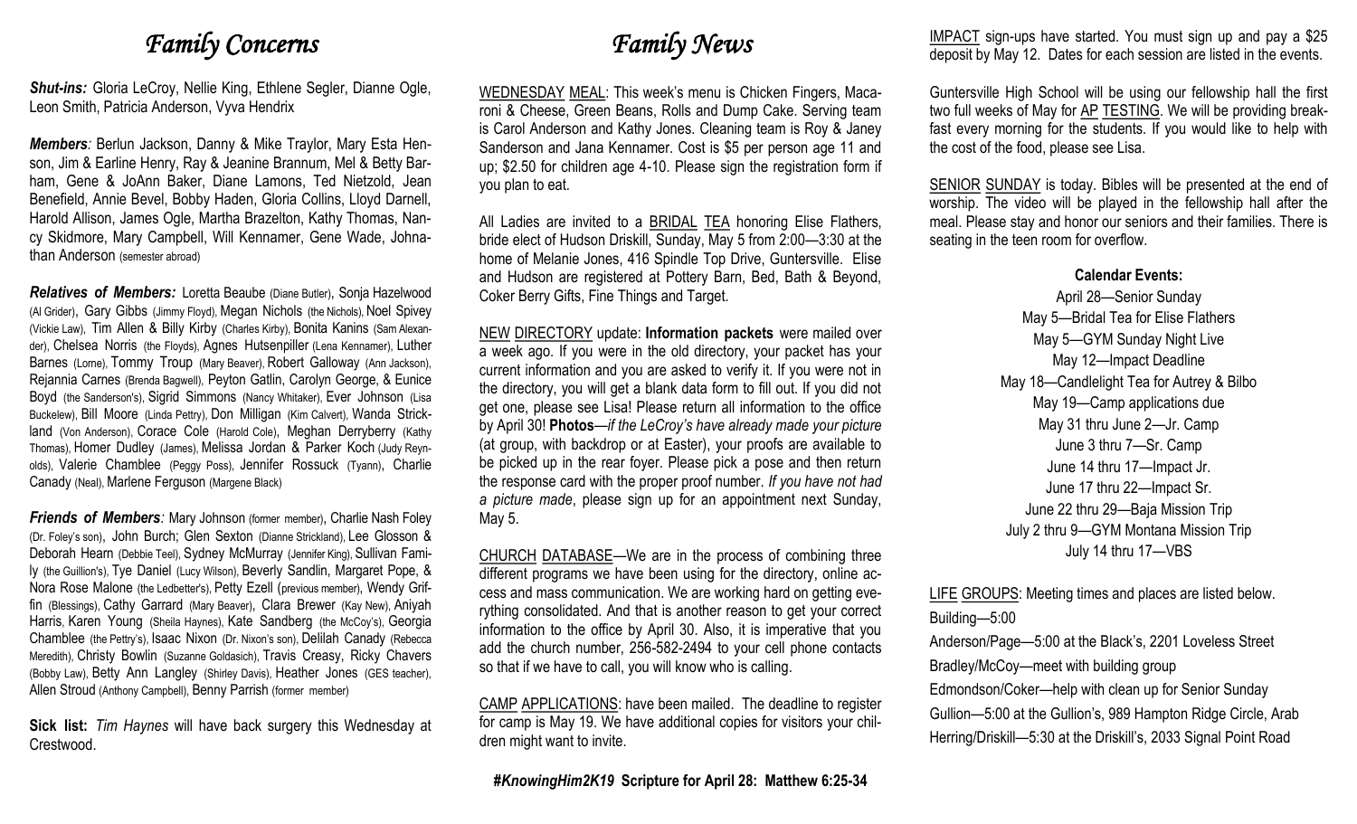# Family Concerns

***Shut-ins:*** Gloria LeCroy, Nellie King, Ethlene Segler, Dianne Ogle, Leon Smith, Patricia Anderson, Vyva Hendrix

***Members:*** Berlun Jackson, Danny & Mike Traylor, Mary Esta Henson, Jim & Earline Henry, Ray & Jeanine Brannum, Mel & Betty Barham, Gene & JoAnn Baker, Diane Lamons, Ted Nietzold, Jean Benefield, Annie Bevel, Bobby Haden, Gloria Collins, Lloyd Darnell, Harold Allison, James Ogle, Martha Brazelton, Kathy Thomas, Nancy Skidmore, Mary Campbell, Will Kennamer, Gene Wade, Johnathan Anderson (semester abroad)

***Relatives of Members:*** Loretta Beaube (Diane Butler), Sonja Hazelwood (Al Grider), Gary Gibbs (Jimmy Floyd), Megan Nichols (the Nichols), Noel Spivey (Vickie Law), Tim Allen & Billy Kirby (Charles Kirby), Bonita Kanins (Sam Alexander), Chelsea Norris (the Floyds), Agnes Hutsenpiller (Lena Kennamer), Luther Barnes (Lorne), Tommy Troup (Mary Beaver), Robert Galloway (Ann Jackson), Rejannia Carnes (Brenda Bagwell), Peyton Gatlin, Carolyn George, & Eunice Boyd (the Sanderson's), Sigrid Simmons (Nancy Whitaker), Ever Johnson (Lisa Buckelew), Bill Moore (Linda Pettry), Don Milligan (Kim Calvert), Wanda Strickland (Von Anderson), Corace Cole (Harold Cole), Meghan Derryberry (Kathy Thomas), Homer Dudley (James), Melissa Jordan & Parker Koch (Judy Reynolds), Valerie Chamblee (Peggy Poss), Jennifer Rossuck (Tyann), Charlie Canady (Neal), Marlene Ferguson (Margene Black)

***Friends of Members:*** Mary Johnson (former member), Charlie Nash Foley (Dr. Foley's son), John Burch; Glen Sexton (Dianne Strickland), Lee Glosson & Deborah Hearn (Debbie Teel), Sydney McMurray (Jennifer King), Sullivan Family (the Guillion's), Tye Daniel (Lucy Wilson), Beverly Sandlin, Margaret Pope, & Nora Rose Malone (the Ledbetter's), Petty Ezell (previous member), Wendy Griffin (Blessings), Cathy Garrard (Mary Beaver), Clara Brewer (Kay New), Aniyah Harris, Karen Young (Sheila Haynes), Kate Sandberg (the McCoy's), Georgia Chamblee (the Pettry's), Isaac Nixon (Dr. Nixon's son), Delilah Canady (Rebecca Meredith), Christy Bowlin (Suzanne Goldasich), Travis Creasy, Ricky Chavers (Bobby Law), Betty Ann Langley (Shirley Davis), Heather Jones (GES teacher), Allen Stroud (Anthony Campbell), Benny Parrish (former member)

**Sick list:** *Tim Haynes* will have back surgery this Wednesday at Crestwood.

# Family News

WEDNESDAY MEAL: This week's menu is Chicken Fingers, Macaroni & Cheese, Green Beans, Rolls and Dump Cake. Serving team is Carol Anderson and Kathy Jones. Cleaning team is Roy & Janey Sanderson and Jana Kennamer. Cost is $5 per person age 11 and up; $2.50 for children age 4-10. Please sign the registration form if you plan to eat.

All Ladies are invited to a BRIDAL TEA honoring Elise Flathers, bride elect of Hudson Driskill, Sunday, May 5 from 2:00—3:30 at the home of Melanie Jones, 416 Spindle Top Drive, Guntersville. Elise and Hudson are registered at Pottery Barn, Bed, Bath & Beyond, Coker Berry Gifts, Fine Things and Target.

NEW DIRECTORY update: **Information packets** were mailed over a week ago. If you were in the old directory, your packet has your current information and you are asked to verify it. If you were not in the directory, you will get a blank data form to fill out. If you did not get one, please see Lisa! Please return all information to the office by April 30! **Photos**—*if the LeCroy's have already made your picture* (at group, with backdrop or at Easter), your proofs are available to be picked up in the rear foyer. Please pick a pose and then return the response card with the proper proof number. *If you have not had a picture made*, please sign up for an appointment next Sunday, May 5.

CHURCH DATABASE—We are in the process of combining three different programs we have been using for the directory, online access and mass communication. We are working hard on getting everything consolidated. And that is another reason to get your correct information to the office by April 30. Also, it is imperative that you add the church number, 256-582-2494 to your cell phone contacts so that if we have to call, you will know who is calling.

CAMP APPLICATIONS: have been mailed. The deadline to register for camp is May 19. We have additional copies for visitors your children might want to invite.

***#KnowingHim2K19*** **Scripture for April 28: Matthew 6:25-34**

IMPACT sign-ups have started. You must sign up and pay a $25 deposit by May 12. Dates for each session are listed in the events.

Guntersville High School will be using our fellowship hall the first two full weeks of May for AP TESTING. We will be providing breakfast every morning for the students. If you would like to help with the cost of the food, please see Lisa.

SENIOR SUNDAY is today. Bibles will be presented at the end of worship. The video will be played in the fellowship hall after the meal. Please stay and honor our seniors and their families. There is seating in the teen room for overflow.

**Calendar Events:**

April 28—Senior Sunday
May 5—Bridal Tea for Elise Flathers
May 5—GYM Sunday Night Live
May 12—Impact Deadline
May 18—Candlelight Tea for Autrey & Bilbo
May 19—Camp applications due
May 31 thru June 2—Jr. Camp
June 3 thru 7—Sr. Camp
June 14 thru 17—Impact Jr.
June 17 thru 22—Impact Sr.
June 22 thru 29—Baja Mission Trip
July 2 thru 9—GYM Montana Mission Trip
July 14 thru 17—VBS

LIFE GROUPS: Meeting times and places are listed below.

Building—5:00
Anderson/Page—5:00 at the Black's, 2201 Loveless Street
Bradley/McCoy—meet with building group
Edmondson/Coker—help with clean up for Senior Sunday
Gullion—5:00 at the Gullion's, 989 Hampton Ridge Circle, Arab
Herring/Driskill—5:30 at the Driskill's, 2033 Signal Point Road